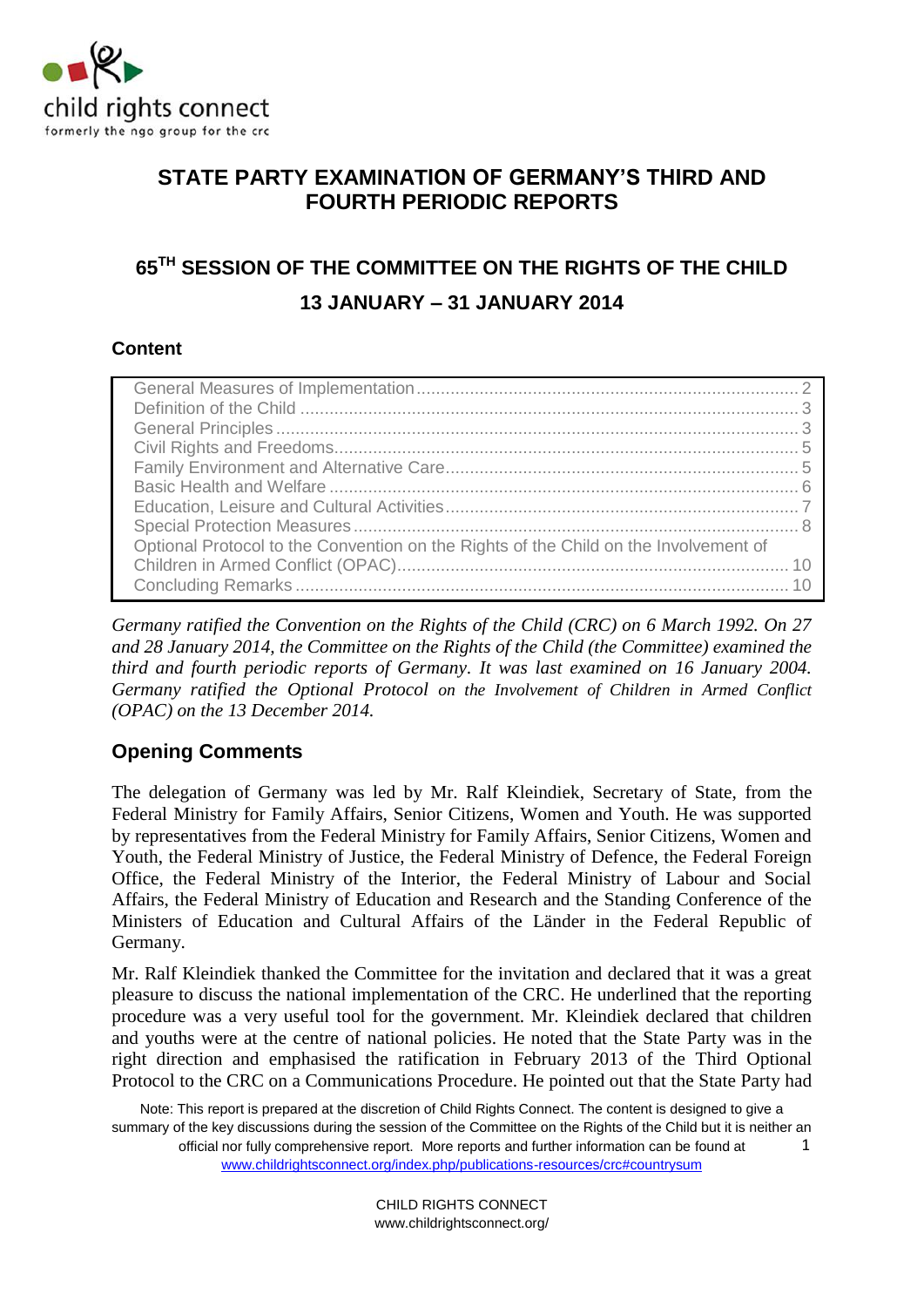child rights connect
formerly the ngo group for the crc

# STATE PARTY EXAMINATION OF GERMANY'S THIRD AND FOURTH PERIODIC REPORTS

## 65TH SESSION OF THE COMMITTEE ON THE RIGHTS OF THE CHILD

## 13 JANUARY – 31 JANUARY 2014

### Content

| | |
|---|---|
| General Measures of Implementation | 2 |
| Definition of the Child | 3 |
| General Principles | 3 |
| Civil Rights and Freedoms | 5 |
| Family Environment and Alternative Care | 5 |
| Basic Health and Welfare | 6 |
| Education, Leisure and Cultural Activities | 7 |
| Special Protection Measures | 8 |
| Optional Protocol to the Convention on the Rights of the Child on the Involvement of Children in Armed Conflict (OPAC) | 10 |
| Concluding Remarks | 10 |

*Germany ratified the Convention on the Rights of the Child (CRC) on 6 March 1992. On 27 and 28 January 2014, the Committee on the Rights of the Child (the Committee) examined the third and fourth periodic reports of Germany. It was last examined on 16 January 2004. Germany ratified the Optional Protocol on the Involvement of Children in Armed Conflict (OPAC) on the 13 December 2014.*

## Opening Comments

The delegation of Germany was led by Mr. Ralf Kleindiek, Secretary of State, from the Federal Ministry for Family Affairs, Senior Citizens, Women and Youth. He was supported by representatives from the Federal Ministry for Family Affairs, Senior Citizens, Women and Youth, the Federal Ministry of Justice, the Federal Ministry of Defence, the Federal Foreign Office, the Federal Ministry of the Interior, the Federal Ministry of Labour and Social Affairs, the Federal Ministry of Education and Research and the Standing Conference of the Ministers of Education and Cultural Affairs of the Länder in the Federal Republic of Germany.

Mr. Ralf Kleindiek thanked the Committee for the invitation and declared that it was a great pleasure to discuss the national implementation of the CRC. He underlined that the reporting procedure was a very useful tool for the government. Mr. Kleindiek declared that children and youths were at the centre of national policies. He noted that the State Party was in the right direction and emphasised the ratification in February 2013 of the Third Optional Protocol to the CRC on a Communications Procedure. He pointed out that the State Party had

Note: This report is prepared at the discretion of Child Rights Connect. The content is designed to give a summary of the key discussions during the session of the Committee on the Rights of the Child but it is neither an official nor fully comprehensive report. More reports and further information can be found at www.childrightsconnect.org/index.php/publications-resources/crc#countrysum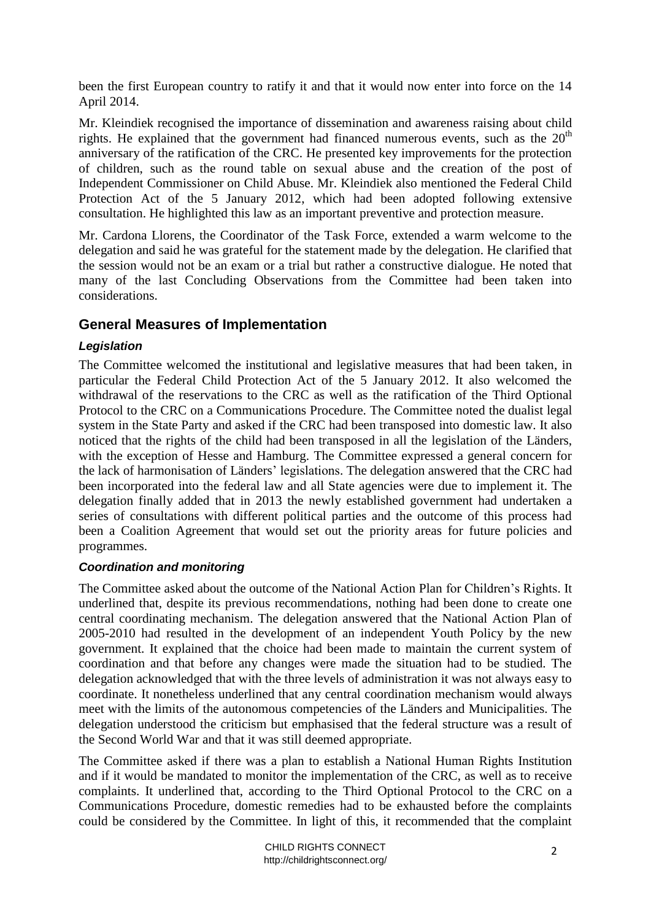been the first European country to ratify it and that it would now enter into force on the 14 April 2014.

Mr. Kleindiek recognised the importance of dissemination and awareness raising about child rights. He explained that the government had financed numerous events, such as the 20th anniversary of the ratification of the CRC. He presented key improvements for the protection of children, such as the round table on sexual abuse and the creation of the post of Independent Commissioner on Child Abuse. Mr. Kleindiek also mentioned the Federal Child Protection Act of the 5 January 2012, which had been adopted following extensive consultation. He highlighted this law as an important preventive and protection measure.

Mr. Cardona Llorens, the Coordinator of the Task Force, extended a warm welcome to the delegation and said he was grateful for the statement made by the delegation. He clarified that the session would not be an exam or a trial but rather a constructive dialogue. He noted that many of the last Concluding Observations from the Committee had been taken into considerations.

## General Measures of Implementation

### *Legislation*

The Committee welcomed the institutional and legislative measures that had been taken, in particular the Federal Child Protection Act of the 5 January 2012. It also welcomed the withdrawal of the reservations to the CRC as well as the ratification of the Third Optional Protocol to the CRC on a Communications Procedure. The Committee noted the dualist legal system in the State Party and asked if the CRC had been transposed into domestic law. It also noticed that the rights of the child had been transposed in all the legislation of the Länders, with the exception of Hesse and Hamburg. The Committee expressed a general concern for the lack of harmonisation of Länders' legislations. The delegation answered that the CRC had been incorporated into the federal law and all State agencies were due to implement it. The delegation finally added that in 2013 the newly established government had undertaken a series of consultations with different political parties and the outcome of this process had been a Coalition Agreement that would set out the priority areas for future policies and programmes.

### *Coordination and monitoring*

The Committee asked about the outcome of the National Action Plan for Children's Rights. It underlined that, despite its previous recommendations, nothing had been done to create one central coordinating mechanism. The delegation answered that the National Action Plan of 2005-2010 had resulted in the development of an independent Youth Policy by the new government. It explained that the choice had been made to maintain the current system of coordination and that before any changes were made the situation had to be studied. The delegation acknowledged that with the three levels of administration it was not always easy to coordinate. It nonetheless underlined that any central coordination mechanism would always meet with the limits of the autonomous competencies of the Länders and Municipalities. The delegation understood the criticism but emphasised that the federal structure was a result of the Second World War and that it was still deemed appropriate.

The Committee asked if there was a plan to establish a National Human Rights Institution and if it would be mandated to monitor the implementation of the CRC, as well as to receive complaints. It underlined that, according to the Third Optional Protocol to the CRC on a Communications Procedure, domestic remedies had to be exhausted before the complaints could be considered by the Committee. In light of this, it recommended that the complaint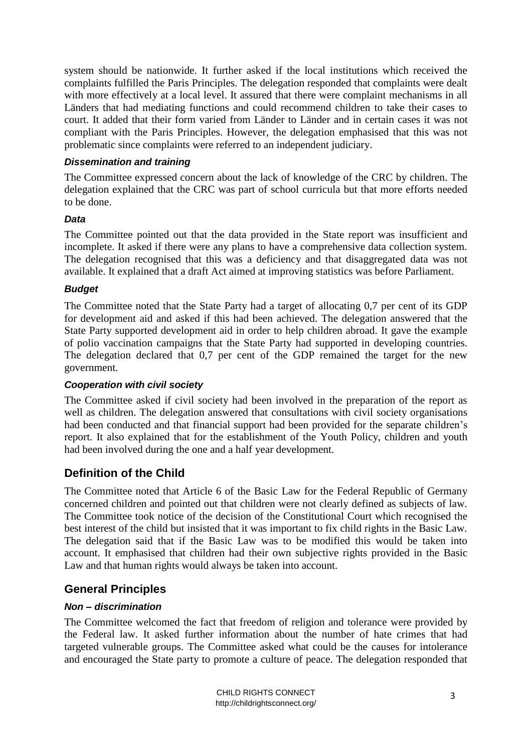system should be nationwide. It further asked if the local institutions which received the complaints fulfilled the Paris Principles. The delegation responded that complaints were dealt with more effectively at a local level. It assured that there were complaint mechanisms in all Länders that had mediating functions and could recommend children to take their cases to court. It added that their form varied from Länder to Länder and in certain cases it was not compliant with the Paris Principles. However, the delegation emphasised that this was not problematic since complaints were referred to an independent judiciary.

### *Dissemination and training*

The Committee expressed concern about the lack of knowledge of the CRC by children. The delegation explained that the CRC was part of school curricula but that more efforts needed to be done.

### *Data*

The Committee pointed out that the data provided in the State report was insufficient and incomplete. It asked if there were any plans to have a comprehensive data collection system. The delegation recognised that this was a deficiency and that disaggregated data was not available. It explained that a draft Act aimed at improving statistics was before Parliament.

### *Budget*

The Committee noted that the State Party had a target of allocating 0,7 per cent of its GDP for development aid and asked if this had been achieved. The delegation answered that the State Party supported development aid in order to help children abroad. It gave the example of polio vaccination campaigns that the State Party had supported in developing countries. The delegation declared that 0,7 per cent of the GDP remained the target for the new government.

### *Cooperation with civil society*

The Committee asked if civil society had been involved in the preparation of the report as well as children. The delegation answered that consultations with civil society organisations had been conducted and that financial support had been provided for the separate children's report. It also explained that for the establishment of the Youth Policy, children and youth had been involved during the one and a half year development.

## Definition of the Child

The Committee noted that Article 6 of the Basic Law for the Federal Republic of Germany concerned children and pointed out that children were not clearly defined as subjects of law. The Committee took notice of the decision of the Constitutional Court which recognised the best interest of the child but insisted that it was important to fix child rights in the Basic Law. The delegation said that if the Basic Law was to be modified this would be taken into account. It emphasised that children had their own subjective rights provided in the Basic Law and that human rights would always be taken into account.

## General Principles

### *Non – discrimination*

The Committee welcomed the fact that freedom of religion and tolerance were provided by the Federal law. It asked further information about the number of hate crimes that had targeted vulnerable groups. The Committee asked what could be the causes for intolerance and encouraged the State party to promote a culture of peace. The delegation responded that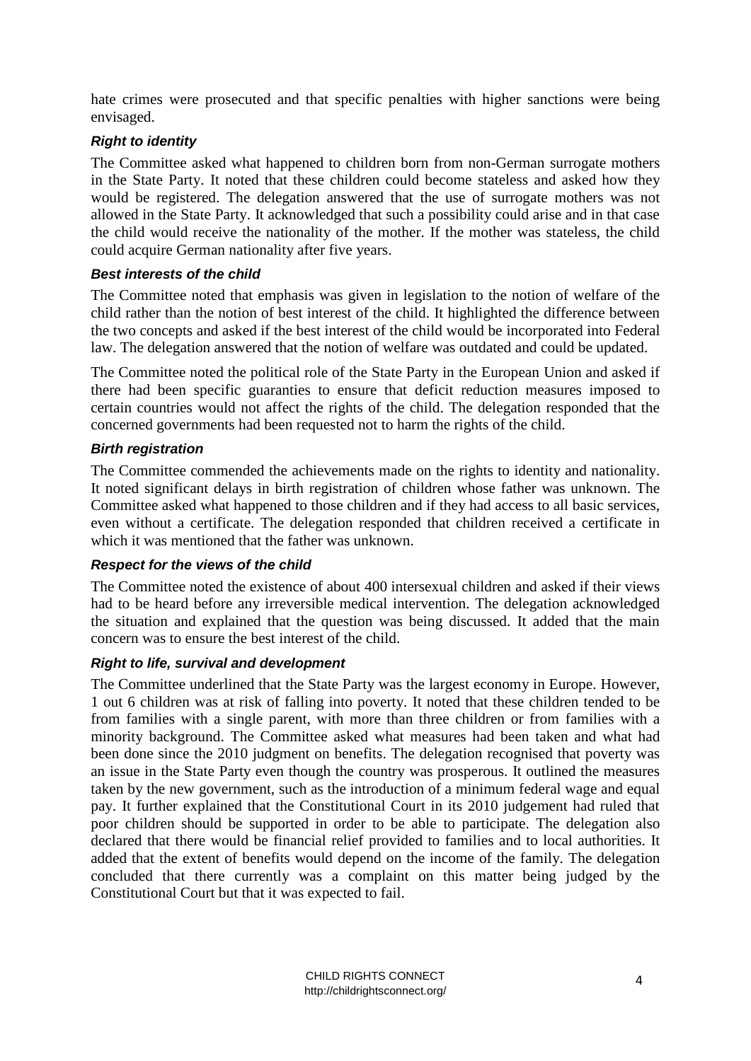hate crimes were prosecuted and that specific penalties with higher sanctions were being envisaged.

### *Right to identity*

The Committee asked what happened to children born from non-German surrogate mothers in the State Party. It noted that these children could become stateless and asked how they would be registered. The delegation answered that the use of surrogate mothers was not allowed in the State Party. It acknowledged that such a possibility could arise and in that case the child would receive the nationality of the mother. If the mother was stateless, the child could acquire German nationality after five years.

### *Best interests of the child*

The Committee noted that emphasis was given in legislation to the notion of welfare of the child rather than the notion of best interest of the child. It highlighted the difference between the two concepts and asked if the best interest of the child would be incorporated into Federal law. The delegation answered that the notion of welfare was outdated and could be updated.

The Committee noted the political role of the State Party in the European Union and asked if there had been specific guaranties to ensure that deficit reduction measures imposed to certain countries would not affect the rights of the child. The delegation responded that the concerned governments had been requested not to harm the rights of the child.

### *Birth registration*

The Committee commended the achievements made on the rights to identity and nationality. It noted significant delays in birth registration of children whose father was unknown. The Committee asked what happened to those children and if they had access to all basic services, even without a certificate. The delegation responded that children received a certificate in which it was mentioned that the father was unknown.

### *Respect for the views of the child*

The Committee noted the existence of about 400 intersexual children and asked if their views had to be heard before any irreversible medical intervention. The delegation acknowledged the situation and explained that the question was being discussed. It added that the main concern was to ensure the best interest of the child.

### *Right to life, survival and development*

The Committee underlined that the State Party was the largest economy in Europe. However, 1 out 6 children was at risk of falling into poverty. It noted that these children tended to be from families with a single parent, with more than three children or from families with a minority background. The Committee asked what measures had been taken and what had been done since the 2010 judgment on benefits. The delegation recognised that poverty was an issue in the State Party even though the country was prosperous. It outlined the measures taken by the new government, such as the introduction of a minimum federal wage and equal pay. It further explained that the Constitutional Court in its 2010 judgement had ruled that poor children should be supported in order to be able to participate. The delegation also declared that there would be financial relief provided to families and to local authorities. It added that the extent of benefits would depend on the income of the family. The delegation concluded that there currently was a complaint on this matter being judged by the Constitutional Court but that it was expected to fail.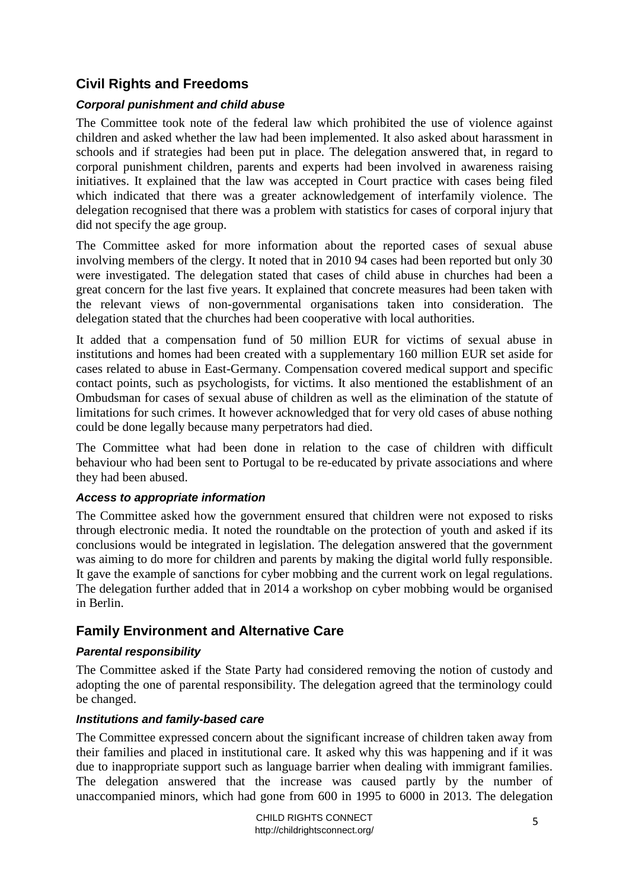## Civil Rights and Freedoms

### *Corporal punishment and child abuse*

The Committee took note of the federal law which prohibited the use of violence against children and asked whether the law had been implemented. It also asked about harassment in schools and if strategies had been put in place. The delegation answered that, in regard to corporal punishment children, parents and experts had been involved in awareness raising initiatives. It explained that the law was accepted in Court practice with cases being filed which indicated that there was a greater acknowledgement of interfamily violence. The delegation recognised that there was a problem with statistics for cases of corporal injury that did not specify the age group.

The Committee asked for more information about the reported cases of sexual abuse involving members of the clergy. It noted that in 2010 94 cases had been reported but only 30 were investigated. The delegation stated that cases of child abuse in churches had been a great concern for the last five years. It explained that concrete measures had been taken with the relevant views of non-governmental organisations taken into consideration. The delegation stated that the churches had been cooperative with local authorities.

It added that a compensation fund of 50 million EUR for victims of sexual abuse in institutions and homes had been created with a supplementary 160 million EUR set aside for cases related to abuse in East-Germany. Compensation covered medical support and specific contact points, such as psychologists, for victims. It also mentioned the establishment of an Ombudsman for cases of sexual abuse of children as well as the elimination of the statute of limitations for such crimes. It however acknowledged that for very old cases of abuse nothing could be done legally because many perpetrators had died.

The Committee what had been done in relation to the case of children with difficult behaviour who had been sent to Portugal to be re-educated by private associations and where they had been abused.

### *Access to appropriate information*

The Committee asked how the government ensured that children were not exposed to risks through electronic media. It noted the roundtable on the protection of youth and asked if its conclusions would be integrated in legislation. The delegation answered that the government was aiming to do more for children and parents by making the digital world fully responsible. It gave the example of sanctions for cyber mobbing and the current work on legal regulations. The delegation further added that in 2014 a workshop on cyber mobbing would be organised in Berlin.

## Family Environment and Alternative Care

### *Parental responsibility*

The Committee asked if the State Party had considered removing the notion of custody and adopting the one of parental responsibility. The delegation agreed that the terminology could be changed.

### *Institutions and family-based care*

The Committee expressed concern about the significant increase of children taken away from their families and placed in institutional care. It asked why this was happening and if it was due to inappropriate support such as language barrier when dealing with immigrant families. The delegation answered that the increase was caused partly by the number of unaccompanied minors, which had gone from 600 in 1995 to 6000 in 2013. The delegation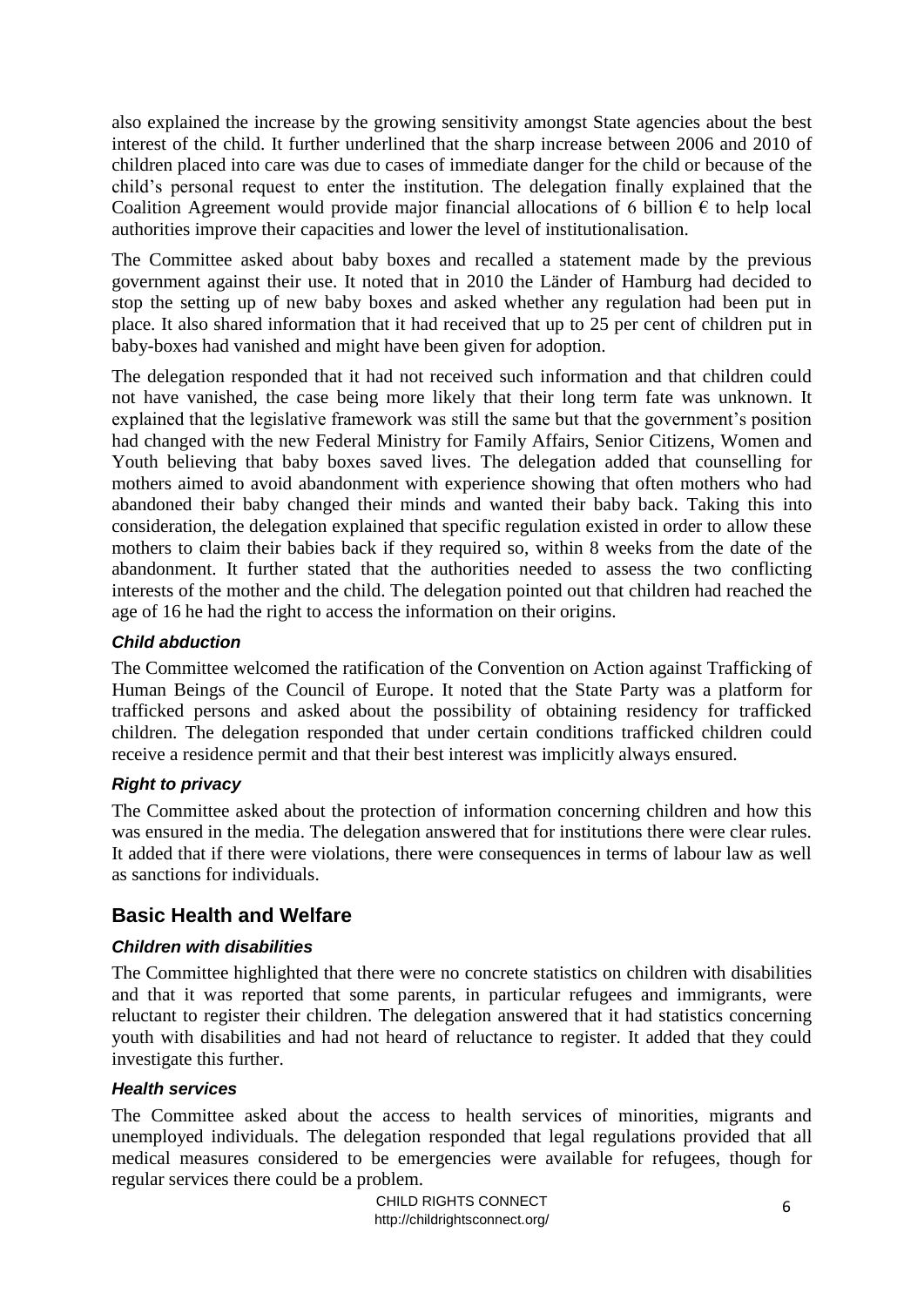also explained the increase by the growing sensitivity amongst State agencies about the best interest of the child. It further underlined that the sharp increase between 2006 and 2010 of children placed into care was due to cases of immediate danger for the child or because of the child's personal request to enter the institution. The delegation finally explained that the Coalition Agreement would provide major financial allocations of 6 billion € to help local authorities improve their capacities and lower the level of institutionalisation.

The Committee asked about baby boxes and recalled a statement made by the previous government against their use. It noted that in 2010 the Länder of Hamburg had decided to stop the setting up of new baby boxes and asked whether any regulation had been put in place. It also shared information that it had received that up to 25 per cent of children put in baby-boxes had vanished and might have been given for adoption.

The delegation responded that it had not received such information and that children could not have vanished, the case being more likely that their long term fate was unknown. It explained that the legislative framework was still the same but that the government's position had changed with the new Federal Ministry for Family Affairs, Senior Citizens, Women and Youth believing that baby boxes saved lives. The delegation added that counselling for mothers aimed to avoid abandonment with experience showing that often mothers who had abandoned their baby changed their minds and wanted their baby back. Taking this into consideration, the delegation explained that specific regulation existed in order to allow these mothers to claim their babies back if they required so, within 8 weeks from the date of the abandonment. It further stated that the authorities needed to assess the two conflicting interests of the mother and the child. The delegation pointed out that children had reached the age of 16 he had the right to access the information on their origins.

### *Child abduction*

The Committee welcomed the ratification of the Convention on Action against Trafficking of Human Beings of the Council of Europe. It noted that the State Party was a platform for trafficked persons and asked about the possibility of obtaining residency for trafficked children. The delegation responded that under certain conditions trafficked children could receive a residence permit and that their best interest was implicitly always ensured.

### *Right to privacy*

The Committee asked about the protection of information concerning children and how this was ensured in the media. The delegation answered that for institutions there were clear rules. It added that if there were violations, there were consequences in terms of labour law as well as sanctions for individuals.

## Basic Health and Welfare

### *Children with disabilities*

The Committee highlighted that there were no concrete statistics on children with disabilities and that it was reported that some parents, in particular refugees and immigrants, were reluctant to register their children. The delegation answered that it had statistics concerning youth with disabilities and had not heard of reluctance to register. It added that they could investigate this further.

### *Health services*

The Committee asked about the access to health services of minorities, migrants and unemployed individuals. The delegation responded that legal regulations provided that all medical measures considered to be emergencies were available for refugees, though for regular services there could be a problem.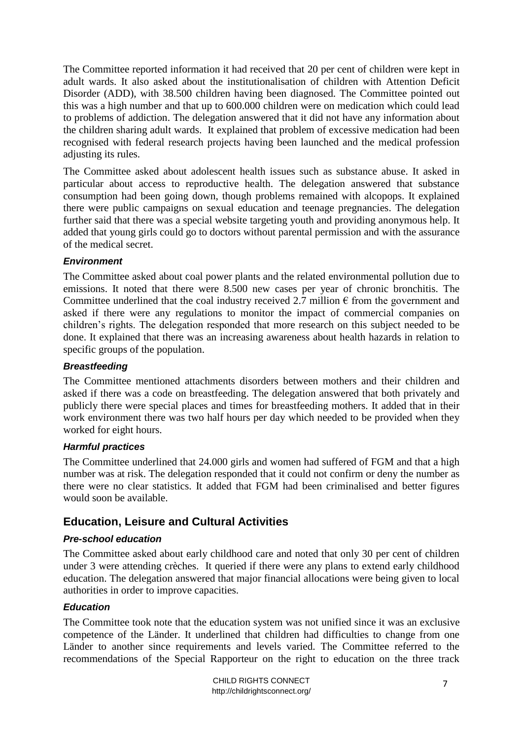The Committee reported information it had received that 20 per cent of children were kept in adult wards. It also asked about the institutionalisation of children with Attention Deficit Disorder (ADD), with 38.500 children having been diagnosed. The Committee pointed out this was a high number and that up to 600.000 children were on medication which could lead to problems of addiction. The delegation answered that it did not have any information about the children sharing adult wards. It explained that problem of excessive medication had been recognised with federal research projects having been launched and the medical profession adjusting its rules.

The Committee asked about adolescent health issues such as substance abuse. It asked in particular about access to reproductive health. The delegation answered that substance consumption had been going down, though problems remained with alcopops. It explained there were public campaigns on sexual education and teenage pregnancies. The delegation further said that there was a special website targeting youth and providing anonymous help. It added that young girls could go to doctors without parental permission and with the assurance of the medical secret.

### *Environment*

The Committee asked about coal power plants and the related environmental pollution due to emissions. It noted that there were 8.500 new cases per year of chronic bronchitis. The Committee underlined that the coal industry received 2.7 million € from the government and asked if there were any regulations to monitor the impact of commercial companies on children's rights. The delegation responded that more research on this subject needed to be done. It explained that there was an increasing awareness about health hazards in relation to specific groups of the population.

### *Breastfeeding*

The Committee mentioned attachments disorders between mothers and their children and asked if there was a code on breastfeeding. The delegation answered that both privately and publicly there were special places and times for breastfeeding mothers. It added that in their work environment there was two half hours per day which needed to be provided when they worked for eight hours.

### *Harmful practices*

The Committee underlined that 24.000 girls and women had suffered of FGM and that a high number was at risk. The delegation responded that it could not confirm or deny the number as there were no clear statistics. It added that FGM had been criminalised and better figures would soon be available.

## Education, Leisure and Cultural Activities

### *Pre-school education*

The Committee asked about early childhood care and noted that only 30 per cent of children under 3 were attending crèches. It queried if there were any plans to extend early childhood education. The delegation answered that major financial allocations were being given to local authorities in order to improve capacities.

### *Education*

The Committee took note that the education system was not unified since it was an exclusive competence of the Länder. It underlined that children had difficulties to change from one Länder to another since requirements and levels varied. The Committee referred to the recommendations of the Special Rapporteur on the right to education on the three track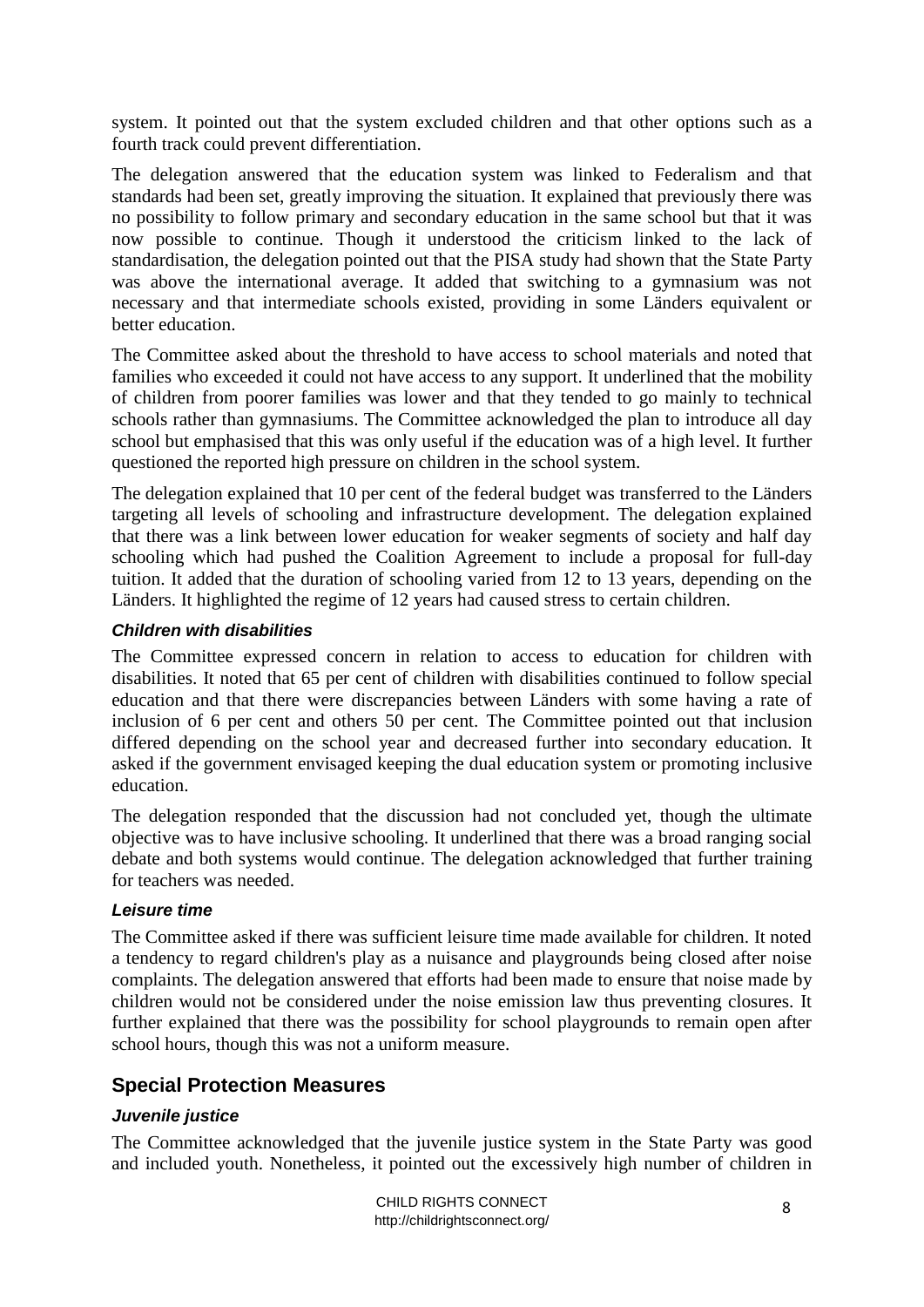system. It pointed out that the system excluded children and that other options such as a fourth track could prevent differentiation.

The delegation answered that the education system was linked to Federalism and that standards had been set, greatly improving the situation. It explained that previously there was no possibility to follow primary and secondary education in the same school but that it was now possible to continue. Though it understood the criticism linked to the lack of standardisation, the delegation pointed out that the PISA study had shown that the State Party was above the international average. It added that switching to a gymnasium was not necessary and that intermediate schools existed, providing in some Länders equivalent or better education.

The Committee asked about the threshold to have access to school materials and noted that families who exceeded it could not have access to any support. It underlined that the mobility of children from poorer families was lower and that they tended to go mainly to technical schools rather than gymnasiums. The Committee acknowledged the plan to introduce all day school but emphasised that this was only useful if the education was of a high level. It further questioned the reported high pressure on children in the school system.

The delegation explained that 10 per cent of the federal budget was transferred to the Länders targeting all levels of schooling and infrastructure development. The delegation explained that there was a link between lower education for weaker segments of society and half day schooling which had pushed the Coalition Agreement to include a proposal for full-day tuition. It added that the duration of schooling varied from 12 to 13 years, depending on the Länders. It highlighted the regime of 12 years had caused stress to certain children.

#### *Children with disabilities*

The Committee expressed concern in relation to access to education for children with disabilities. It noted that 65 per cent of children with disabilities continued to follow special education and that there were discrepancies between Länders with some having a rate of inclusion of 6 per cent and others 50 per cent. The Committee pointed out that inclusion differed depending on the school year and decreased further into secondary education. It asked if the government envisaged keeping the dual education system or promoting inclusive education.

The delegation responded that the discussion had not concluded yet, though the ultimate objective was to have inclusive schooling. It underlined that there was a broad ranging social debate and both systems would continue. The delegation acknowledged that further training for teachers was needed.

#### *Leisure time*

The Committee asked if there was sufficient leisure time made available for children. It noted a tendency to regard children's play as a nuisance and playgrounds being closed after noise complaints. The delegation answered that efforts had been made to ensure that noise made by children would not be considered under the noise emission law thus preventing closures. It further explained that there was the possibility for school playgrounds to remain open after school hours, though this was not a uniform measure.

## Special Protection Measures

#### *Juvenile justice*

The Committee acknowledged that the juvenile justice system in the State Party was good and included youth. Nonetheless, it pointed out the excessively high number of children in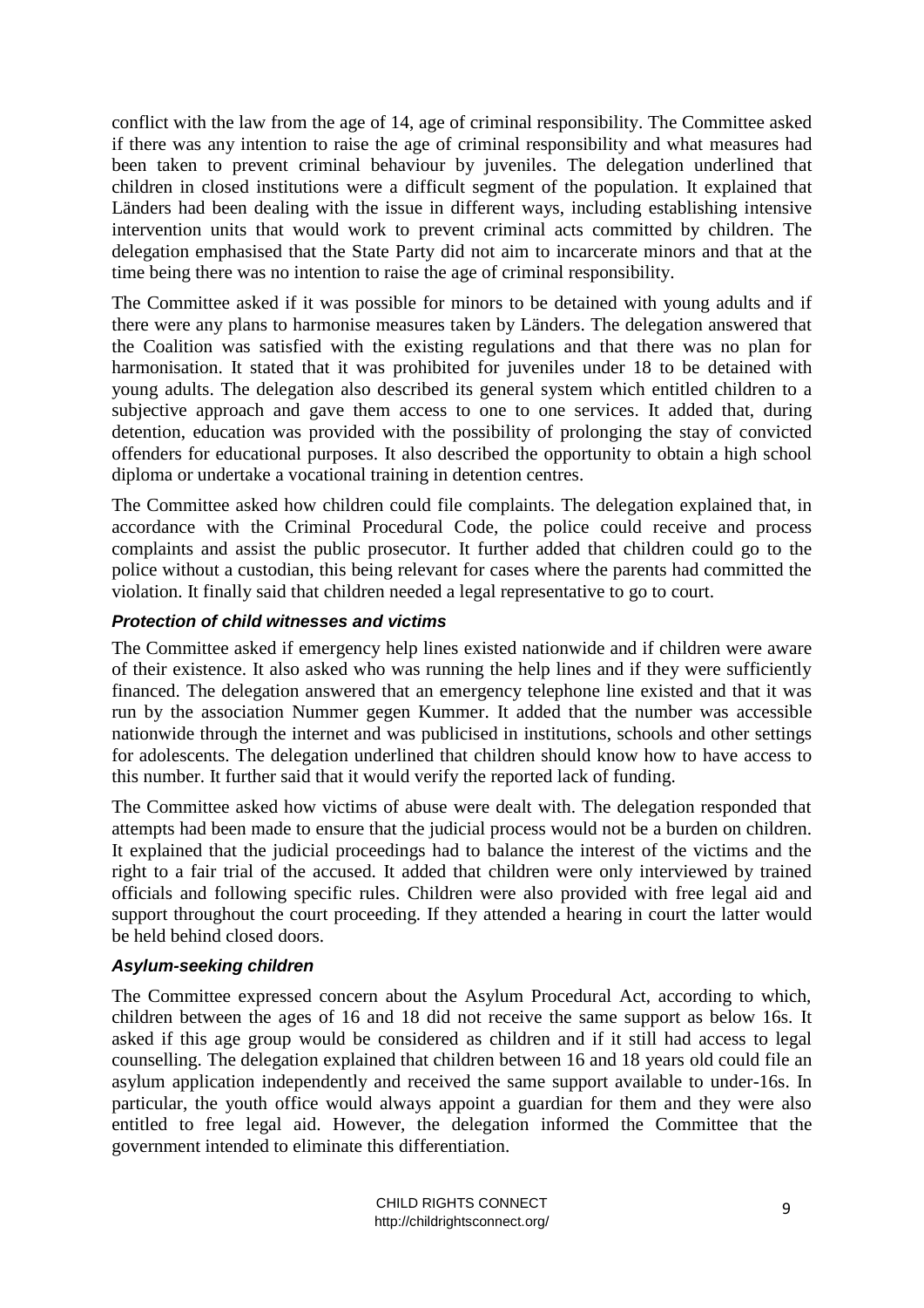conflict with the law from the age of 14, age of criminal responsibility. The Committee asked if there was any intention to raise the age of criminal responsibility and what measures had been taken to prevent criminal behaviour by juveniles. The delegation underlined that children in closed institutions were a difficult segment of the population. It explained that Länders had been dealing with the issue in different ways, including establishing intensive intervention units that would work to prevent criminal acts committed by children. The delegation emphasised that the State Party did not aim to incarcerate minors and that at the time being there was no intention to raise the age of criminal responsibility.

The Committee asked if it was possible for minors to be detained with young adults and if there were any plans to harmonise measures taken by Länders. The delegation answered that the Coalition was satisfied with the existing regulations and that there was no plan for harmonisation. It stated that it was prohibited for juveniles under 18 to be detained with young adults. The delegation also described its general system which entitled children to a subjective approach and gave them access to one to one services. It added that, during detention, education was provided with the possibility of prolonging the stay of convicted offenders for educational purposes. It also described the opportunity to obtain a high school diploma or undertake a vocational training in detention centres.

The Committee asked how children could file complaints. The delegation explained that, in accordance with the Criminal Procedural Code, the police could receive and process complaints and assist the public prosecutor. It further added that children could go to the police without a custodian, this being relevant for cases where the parents had committed the violation. It finally said that children needed a legal representative to go to court.

#### ***Protection of child witnesses and victims***

The Committee asked if emergency help lines existed nationwide and if children were aware of their existence. It also asked who was running the help lines and if they were sufficiently financed. The delegation answered that an emergency telephone line existed and that it was run by the association Nummer gegen Kummer. It added that the number was accessible nationwide through the internet and was publicised in institutions, schools and other settings for adolescents. The delegation underlined that children should know how to have access to this number. It further said that it would verify the reported lack of funding.

The Committee asked how victims of abuse were dealt with. The delegation responded that attempts had been made to ensure that the judicial process would not be a burden on children. It explained that the judicial proceedings had to balance the interest of the victims and the right to a fair trial of the accused. It added that children were only interviewed by trained officials and following specific rules. Children were also provided with free legal aid and support throughout the court proceeding. If they attended a hearing in court the latter would be held behind closed doors.

#### ***Asylum-seeking children***

The Committee expressed concern about the Asylum Procedural Act, according to which, children between the ages of 16 and 18 did not receive the same support as below 16s. It asked if this age group would be considered as children and if it still had access to legal counselling. The delegation explained that children between 16 and 18 years old could file an asylum application independently and received the same support available to under-16s. In particular, the youth office would always appoint a guardian for them and they were also entitled to free legal aid. However, the delegation informed the Committee that the government intended to eliminate this differentiation.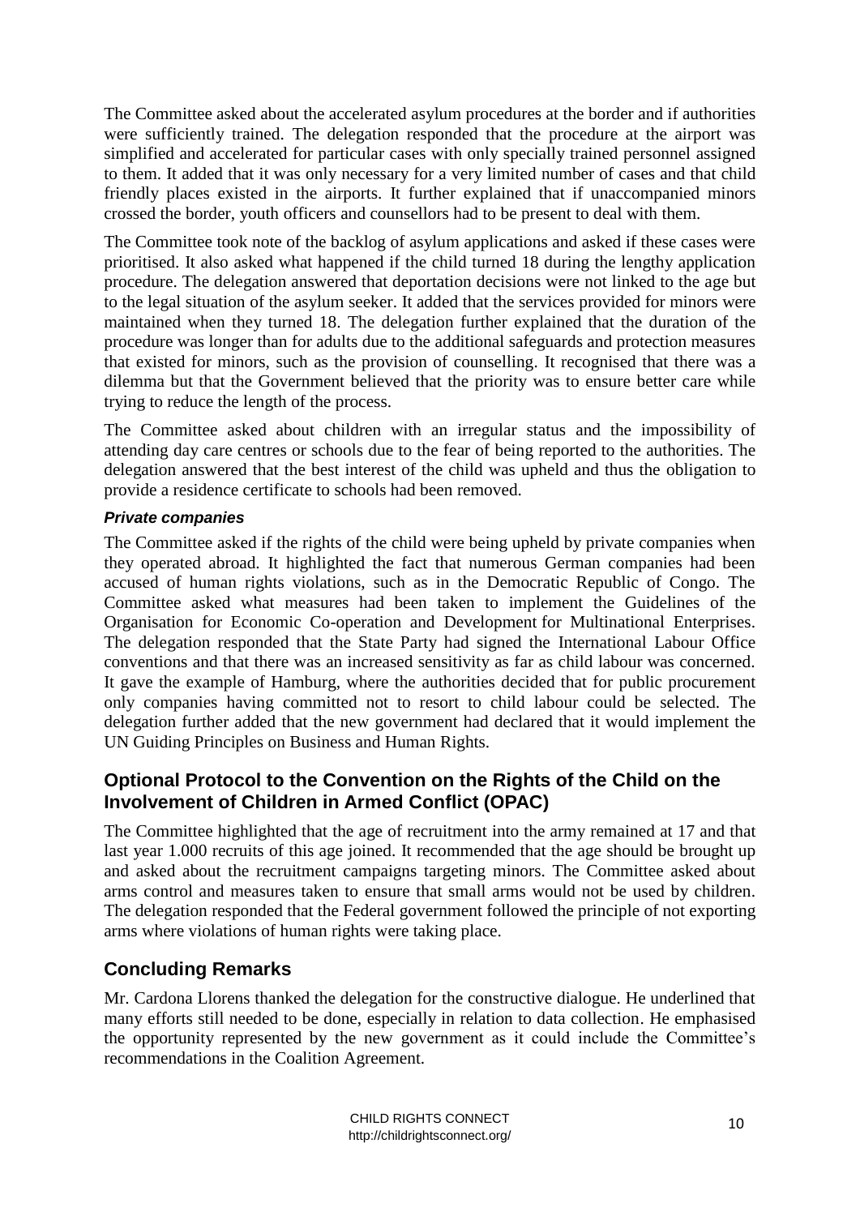The Committee asked about the accelerated asylum procedures at the border and if authorities were sufficiently trained. The delegation responded that the procedure at the airport was simplified and accelerated for particular cases with only specially trained personnel assigned to them. It added that it was only necessary for a very limited number of cases and that child friendly places existed in the airports. It further explained that if unaccompanied minors crossed the border, youth officers and counsellors had to be present to deal with them.

The Committee took note of the backlog of asylum applications and asked if these cases were prioritised. It also asked what happened if the child turned 18 during the lengthy application procedure. The delegation answered that deportation decisions were not linked to the age but to the legal situation of the asylum seeker. It added that the services provided for minors were maintained when they turned 18. The delegation further explained that the duration of the procedure was longer than for adults due to the additional safeguards and protection measures that existed for minors, such as the provision of counselling. It recognised that there was a dilemma but that the Government believed that the priority was to ensure better care while trying to reduce the length of the process.

The Committee asked about children with an irregular status and the impossibility of attending day care centres or schools due to the fear of being reported to the authorities. The delegation answered that the best interest of the child was upheld and thus the obligation to provide a residence certificate to schools had been removed.

#### *Private companies*

The Committee asked if the rights of the child were being upheld by private companies when they operated abroad. It highlighted the fact that numerous German companies had been accused of human rights violations, such as in the Democratic Republic of Congo. The Committee asked what measures had been taken to implement the Guidelines of the Organisation for Economic Co-operation and Development for Multinational Enterprises. The delegation responded that the State Party had signed the International Labour Office conventions and that there was an increased sensitivity as far as child labour was concerned. It gave the example of Hamburg, where the authorities decided that for public procurement only companies having committed not to resort to child labour could be selected. The delegation further added that the new government had declared that it would implement the UN Guiding Principles on Business and Human Rights.

## Optional Protocol to the Convention on the Rights of the Child on the Involvement of Children in Armed Conflict (OPAC)

The Committee highlighted that the age of recruitment into the army remained at 17 and that last year 1.000 recruits of this age joined. It recommended that the age should be brought up and asked about the recruitment campaigns targeting minors. The Committee asked about arms control and measures taken to ensure that small arms would not be used by children. The delegation responded that the Federal government followed the principle of not exporting arms where violations of human rights were taking place.

## Concluding Remarks

Mr. Cardona Llorens thanked the delegation for the constructive dialogue. He underlined that many efforts still needed to be done, especially in relation to data collection. He emphasised the opportunity represented by the new government as it could include the Committee's recommendations in the Coalition Agreement.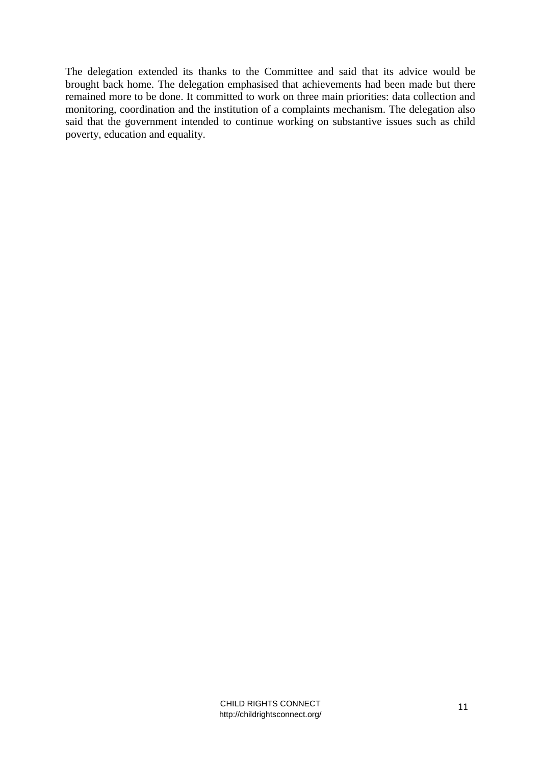The delegation extended its thanks to the Committee and said that its advice would be brought back home. The delegation emphasised that achievements had been made but there remained more to be done. It committed to work on three main priorities: data collection and monitoring, coordination and the institution of a complaints mechanism. The delegation also said that the government intended to continue working on substantive issues such as child poverty, education and equality.